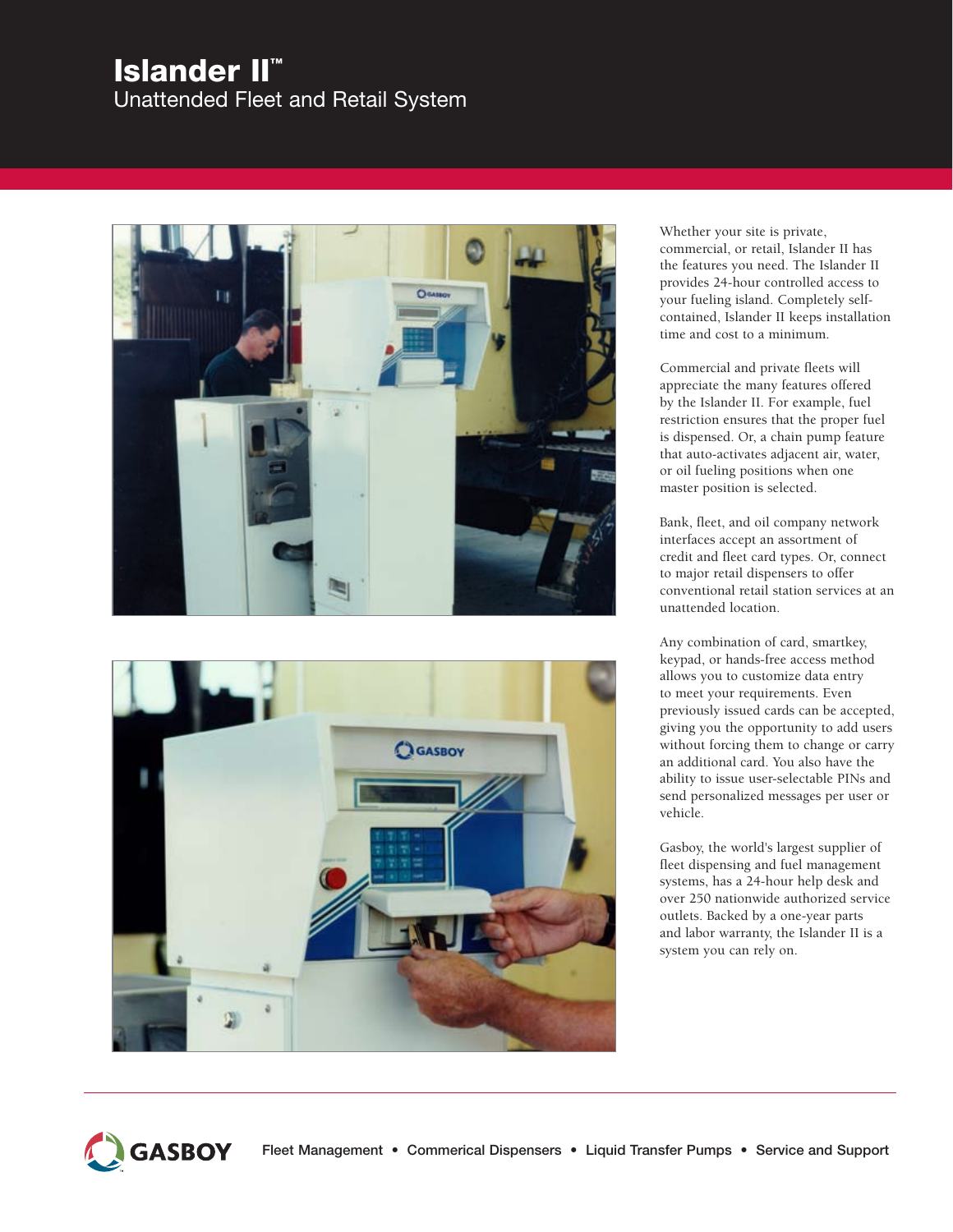# Islander II™

## Unattended Fleet and Retail System

Whether your site is private, commercial, or retail, Islander II has the features you need. The Islander II provides 24-hour controlled access to your fueling island. Completely self-contained, Islander II keeps installation time and cost to a minimum.

Commercial and private fleets will appreciate the many features offered by the Islander II. For example, fuel restriction ensures that the proper fuel is dispensed. Or, a chain pump feature that auto-activates adjacent air, water, or oil fueling positions when one master position is selected.

Bank, fleet, and oil company network interfaces accept an assortment of credit and fleet card types. Or, connect to major retail dispensers to offer conventional retail station services at an unattended location.

Any combination of card, smartkey, keypad, or hands-free access method allows you to customize data entry to meet your requirements. Even previously issued cards can be accepted, giving you the opportunity to add users without forcing them to change or carry an additional card. You also have the ability to issue user-selectable PINs and send personalized messages per user or vehicle.

Gasboy, the world's largest supplier of fleet dispensing and fuel management systems, has a 24-hour help desk and over 250 nationwide authorized service outlets. Backed by a one-year parts and labor warranty, the Islander II is a system you can rely on.

GASBOY

Fleet Management • Commerical Dispensers • Liquid Transfer Pumps • Service and Support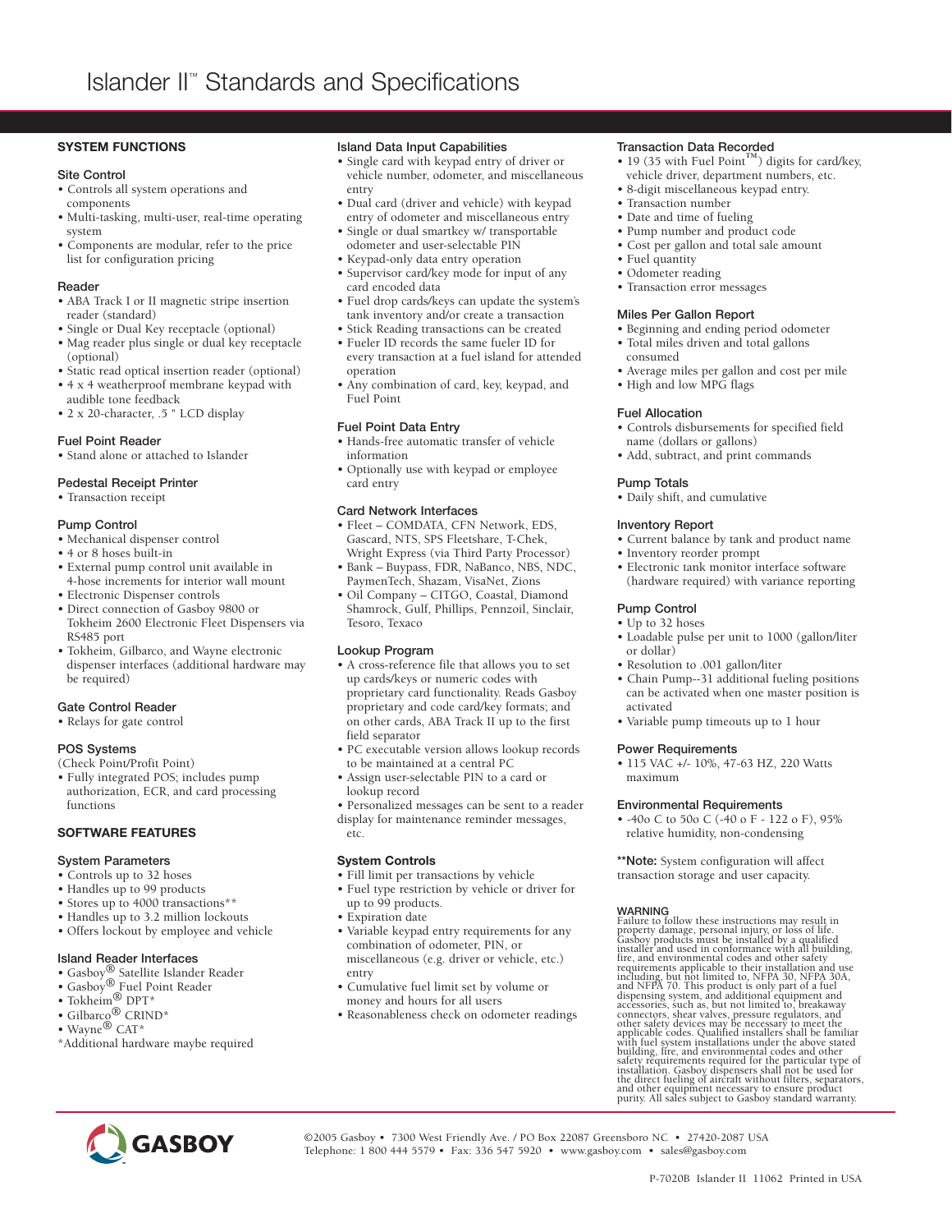# Islander II™ Standards and Specifications

## SYSTEM FUNCTIONS

### Site Control

- Controls all system operations and components
- Multi-tasking, multi-user, real-time operating system
- Components are modular, refer to the price list for configuration pricing

### Reader

- ABA Track I or II magnetic stripe insertion reader (standard)
- Single or Dual Key receptacle (optional)
- Mag reader plus single or dual key receptacle (optional)
- Static read optical insertion reader (optional)
- 4 x 4 weatherproof membrane keypad with audible tone feedback
- 2 x 20-character, .5 " LCD display

### Fuel Point Reader

- Stand alone or attached to Islander

### Pedestal Receipt Printer

- Transaction receipt

### Pump Control

- Mechanical dispenser control
- 4 or 8 hoses built-in
- External pump control unit available in 4-hose increments for interior wall mount
- Electronic Dispenser controls
- Direct connection of Gasboy 9800 or Tokheim 2600 Electronic Fleet Dispensers via RS485 port
- Tokheim, Gilbarco, and Wayne electronic dispenser interfaces (additional hardware may be required)

### Gate Control Reader

- Relays for gate control

### POS Systems

(Check Point/Profit Point)

- Fully integrated POS; includes pump authorization, ECR, and card processing functions

## SOFTWARE FEATURES

### System Parameters

- Controls up to 32 hoses
- Handles up to 99 products
- Stores up to 4000 transactions**
- Handles up to 3.2 million lockouts
- Offers lockout by employee and vehicle

### Island Reader Interfaces

- Gasboy® Satellite Islander Reader
- Gasboy® Fuel Point Reader
- Tokheim® DPT*
- Gilbarco® CRIND*
- Wayne® CAT*

*Additional hardware maybe required

### Island Data Input Capabilities

- Single card with keypad entry of driver or vehicle number, odometer, and miscellaneous entry
- Dual card (driver and vehicle) with keypad entry of odometer and miscellaneous entry
- Single or dual smartkey w/ transportable odometer and user-selectable PIN
- Keypad-only data entry operation
- Supervisor card/key mode for input of any card encoded data
- Fuel drop cards/keys can update the system's tank inventory and/or create a transaction
- Stick Reading transactions can be created
- Fueler ID records the same fueler ID for every transaction at a fuel island for attended operation
- Any combination of card, key, keypad, and Fuel Point

### Fuel Point Data Entry

- Hands-free automatic transfer of vehicle information
- Optionally use with keypad or employee card entry

### Card Network Interfaces

- Fleet – COMDATA, CFN Network, EDS, Gascard, NTS, SPS Fleetshare, T-Chek, Wright Express (via Third Party Processor)
- Bank – Buypass, FDR, NaBanco, NBS, NDC, PaymenTech, Shazam, VisaNet, Zions
- Oil Company – CITGO, Coastal, Diamond Shamrock, Gulf, Phillips, Pennzoil, Sinclair, Tesoro, Texaco

### Lookup Program

- A cross-reference file that allows you to set up cards/keys or numeric codes with proprietary card functionality. Reads Gasboy proprietary and code card/key formats; and on other cards, ABA Track II up to the first field separator
- PC executable version allows lookup records to be maintained at a central PC
- Assign user-selectable PIN to a card or lookup record
- Personalized messages can be sent to a reader display for maintenance reminder messages, etc.

### System Controls

- Fill limit per transactions by vehicle
- Fuel type restriction by vehicle or driver for up to 99 products.
- Expiration date
- Variable keypad entry requirements for any combination of odometer, PIN, or miscellaneous (e.g. driver or vehicle, etc.) entry
- Cumulative fuel limit set by volume or money and hours for all users
- Reasonableness check on odometer readings

### Transaction Data Recorded

- 19 (35 with Fuel Point™) digits for card/key, vehicle driver, department numbers, etc.
- 8-digit miscellaneous keypad entry.
- Transaction number
- Date and time of fueling
- Pump number and product code
- Cost per gallon and total sale amount
- Fuel quantity
- Odometer reading
- Transaction error messages

### Miles Per Gallon Report

- Beginning and ending period odometer
- Total miles driven and total gallons consumed
- Average miles per gallon and cost per mile
- High and low MPG flags

### Fuel Allocation

- Controls disbursements for specified field name (dollars or gallons)
- Add, subtract, and print commands

### Pump Totals

- Daily shift, and cumulative

### Inventory Report

- Current balance by tank and product name
- Inventory reorder prompt
- Electronic tank monitor interface software (hardware required) with variance reporting

### Pump Control

- Up to 32 hoses
- Loadable pulse per unit to 1000 (gallon/liter or dollar)
- Resolution to .001 gallon/liter
- Chain Pump--31 additional fueling positions can be activated when one master position is activated
- Variable pump timeouts up to 1 hour

### Power Requirements

- 115 VAC +/- 10%, 47-63 HZ, 220 Watts maximum

### Environmental Requirements

- -40o C to 50o C (-40 o F - 122 o F), 95% relative humidity, non-condensing

**Note:** System configuration will affect transaction storage and user capacity.

### WARNING

Failure to follow these instructions may result in property damage, personal injury, or loss of life. Gasboy products must be installed by a qualified installer and used in conformance with all building, fire, and environmental codes and other safety requirements applicable to their installation and use including, but not limited to, NFPA 30, NFPA 30A, and NFPA 70. This product is only part of a fuel dispensing system, and additional equipment and accessories, such as, but not limited to, breakaway connectors, shear valves, pressure regulators, and other safety devices may be necessary to meet the applicable codes. Qualified installers shall be familiar with fuel system installations under the above stated building, fire, and environmental codes and other safety requirements required for the particular type of installation. Gasboy dispensers shall not be used for the direct fueling of aircraft without filters, separators, and other equipment necessary to ensure product purity. All sales subject to Gasboy standard warranty.

GASBOY

©2005 Gasboy • 7300 West Friendly Ave. / PO Box 22087 Greensboro NC • 27420-2087 USA
Telephone: 1 800 444 5579 • Fax: 336 547 5920 • www.gasboy.com • sales@gasboy.com

P-7020B Islander II 11062 Printed in USA